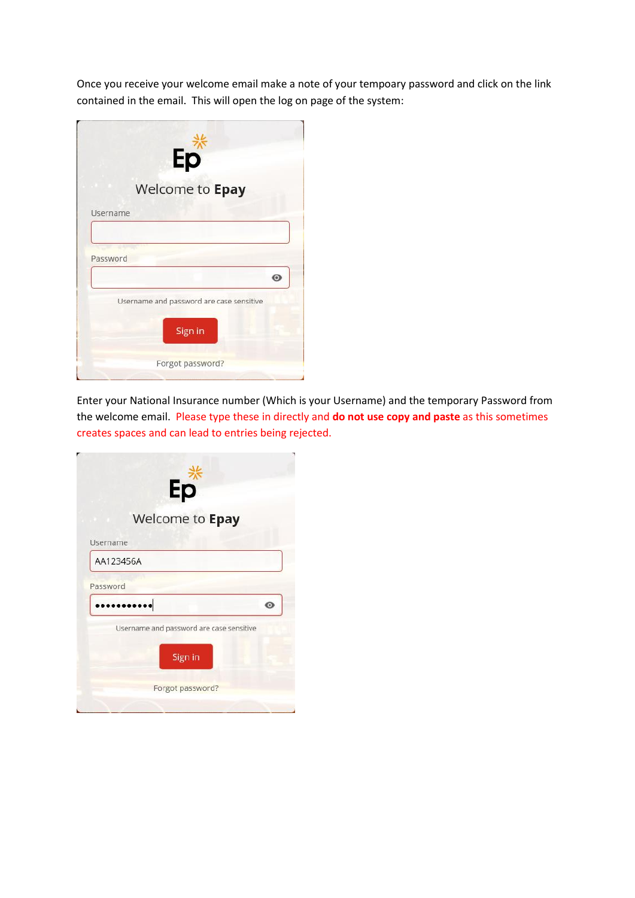Once you receive your welcome email make a note of your tempoary password and click on the link contained in the email. This will open the log on page of the system:

Ep

Welcome to **Epay**

Username

Password

Username and password are case sensitive

Sign in

Forgot password?

Enter your National Insurance number (Which is your Username) and the temporary Password from the welcome email. Please type these in directly and **do not use copy and paste** as this sometimes creates spaces and can lead to entries being rejected.

Ep

Welcome to **Epay**

Username

AA123456A

Password

•••••••••••

Username and password are case sensitive

Sign in

Forgot password?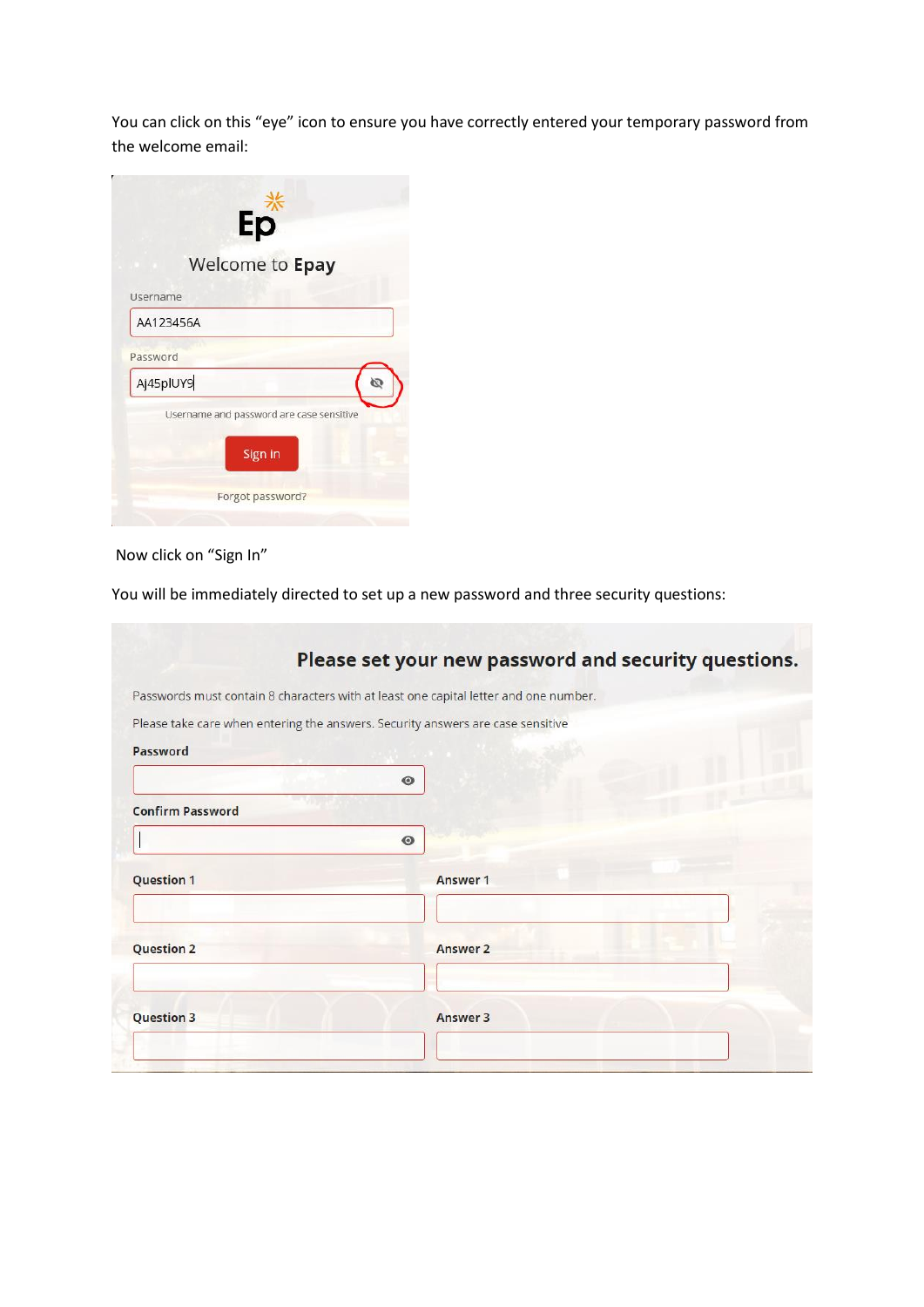You can click on this "eye" icon to ensure you have correctly entered your temporary password from the welcome email:

Ep

Welcome to **Epay**

Username

AA123456A

Password

AJ45plUY9

Username and password are case sensitive

Sign In

Forgot password?

Now click on "Sign In"

You will be immediately directed to set up a new password and three security questions:

**Please set your new password and security questions.**

Passwords must contain 8 characters with at least one capital letter and one number.

Please take care when entering the answers. Security answers are case sensitive

**Password**

**Confirm Password**

**Question 1** **Answer 1**

**Question 2** **Answer 2**

**Question 3** **Answer 3**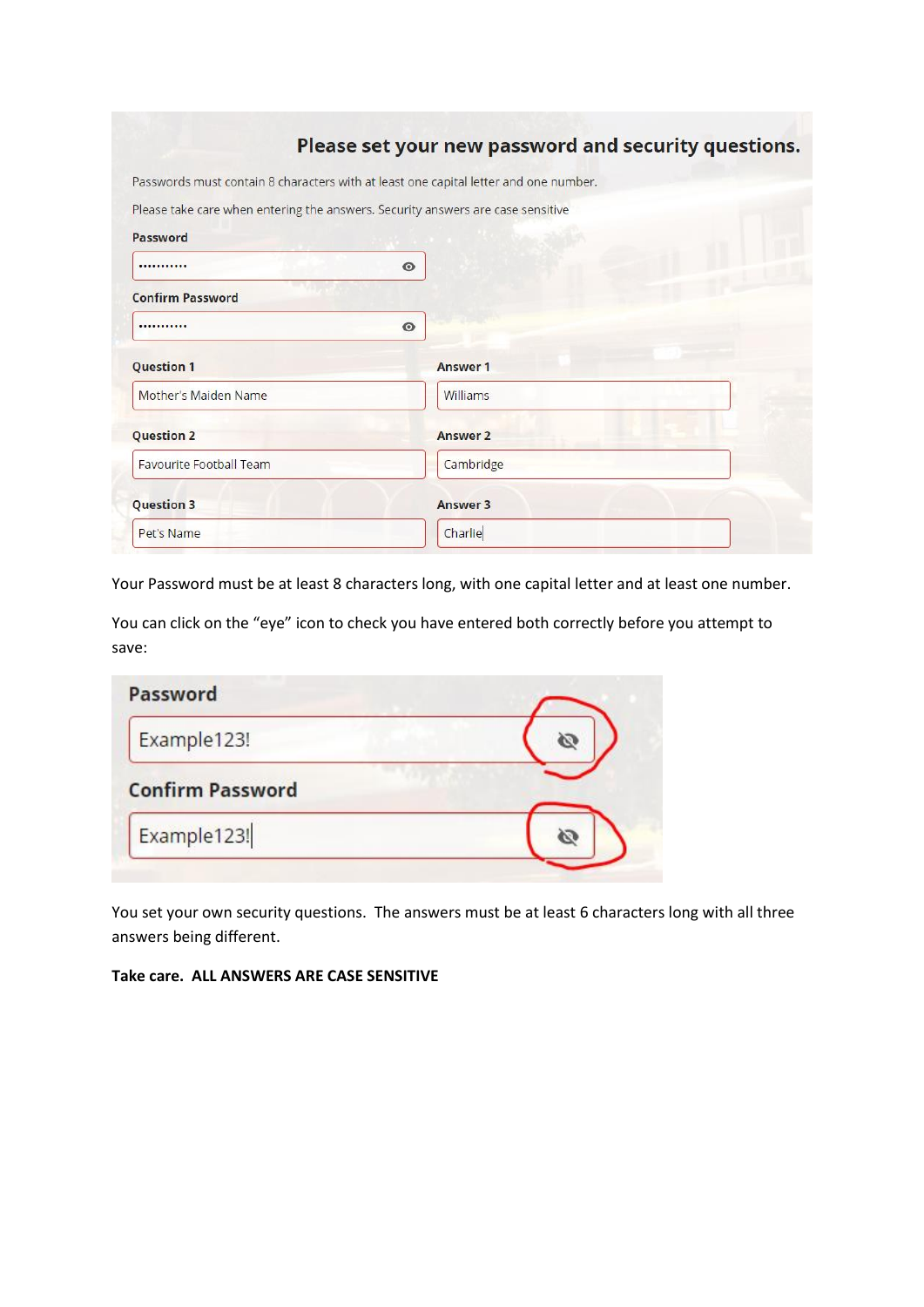## Please set your new password and security questions.

Passwords must contain 8 characters with at least one capital letter and one number.

Please take care when entering the answers. Security answers are case sensitive

**Password**

••••••••••

**Confirm Password**

••••••••••

| Question | Answer |
|---|---|
| **Question 1:** Mother's Maiden Name | **Answer 1:** Williams |
| **Question 2:** Favourite Football Team | **Answer 2:** Cambridge |
| **Question 3:** Pet's Name | **Answer 3:** Charlie |

Your Password must be at least 8 characters long, with one capital letter and at least one number.

You can click on the "eye" icon to check you have entered both correctly before you attempt to save:

**Password**

Example123!

**Confirm Password**

Example123!

You set your own security questions. The answers must be at least 6 characters long with all three answers being different.

**Take care. ALL ANSWERS ARE CASE SENSITIVE**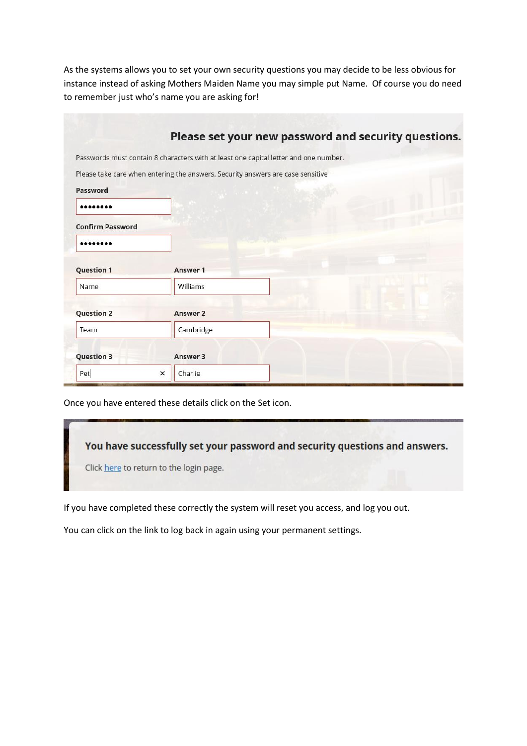As the systems allows you to set your own security questions you may decide to be less obvious for instance instead of asking Mothers Maiden Name you may simple put Name. Of course you do need to remember just who's name you are asking for!

## Please set your new password and security questions.

Passwords must contain 8 characters with at least one capital letter and one number.

Please take care when entering the answers. Security answers are case sensitive

**Password**

••••••••

**Confirm Password**

••••••••

| Question 1 | Answer 1 |
|---|---|
| Name | Williams |

| Question 2 | Answer 2 |
|---|---|
| Team | Cambridge |

| Question 3 | Answer 3 |
|---|---|
| Pet | Charlie |

Once you have entered these details click on the Set icon.

**You have successfully set your password and security questions and answers.**

Click here to return to the login page.

If you have completed these correctly the system will reset you access, and log you out.

You can click on the link to log back in again using your permanent settings.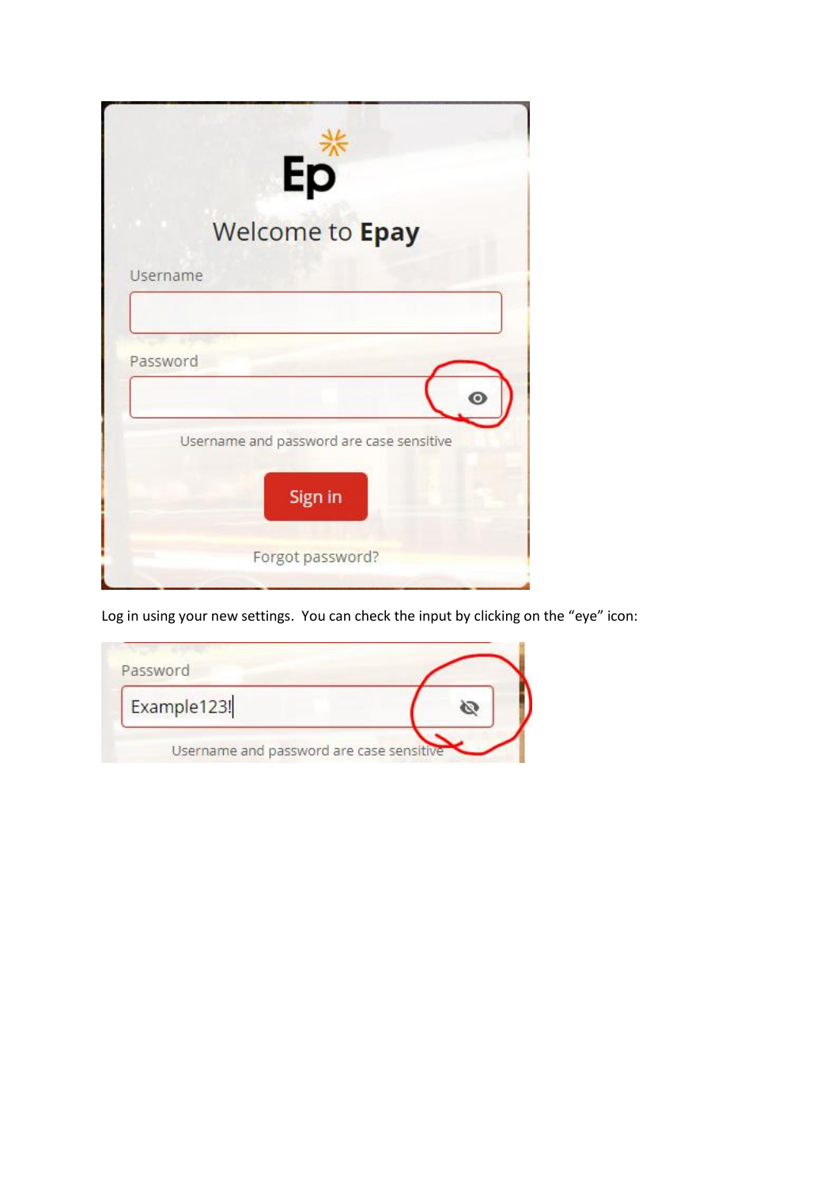Welcome to **Epay**

Username

Password

Username and password are case sensitive

Sign in

Forgot password?

Log in using your new settings. You can check the input by clicking on the "eye" icon:

Password

Example123!

Username and password are case sensitive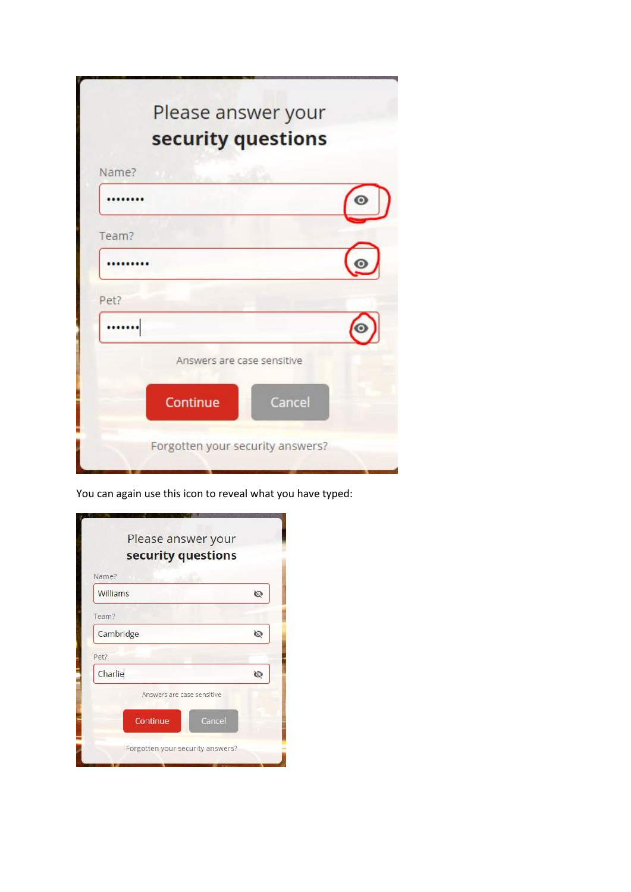Please answer your
**security questions**

Name?

••••••••

Team?

•••••••••

Pet?

•••••••

Answers are case sensitive

Continue Cancel

Forgotten your security answers?

You can again use this icon to reveal what you have typed:

Please answer your
**security questions**

Name?

Williams

Team?

Cambridge

Pet?

Charlie

Answers are case sensitive

Continue Cancel

Forgotten your security answers?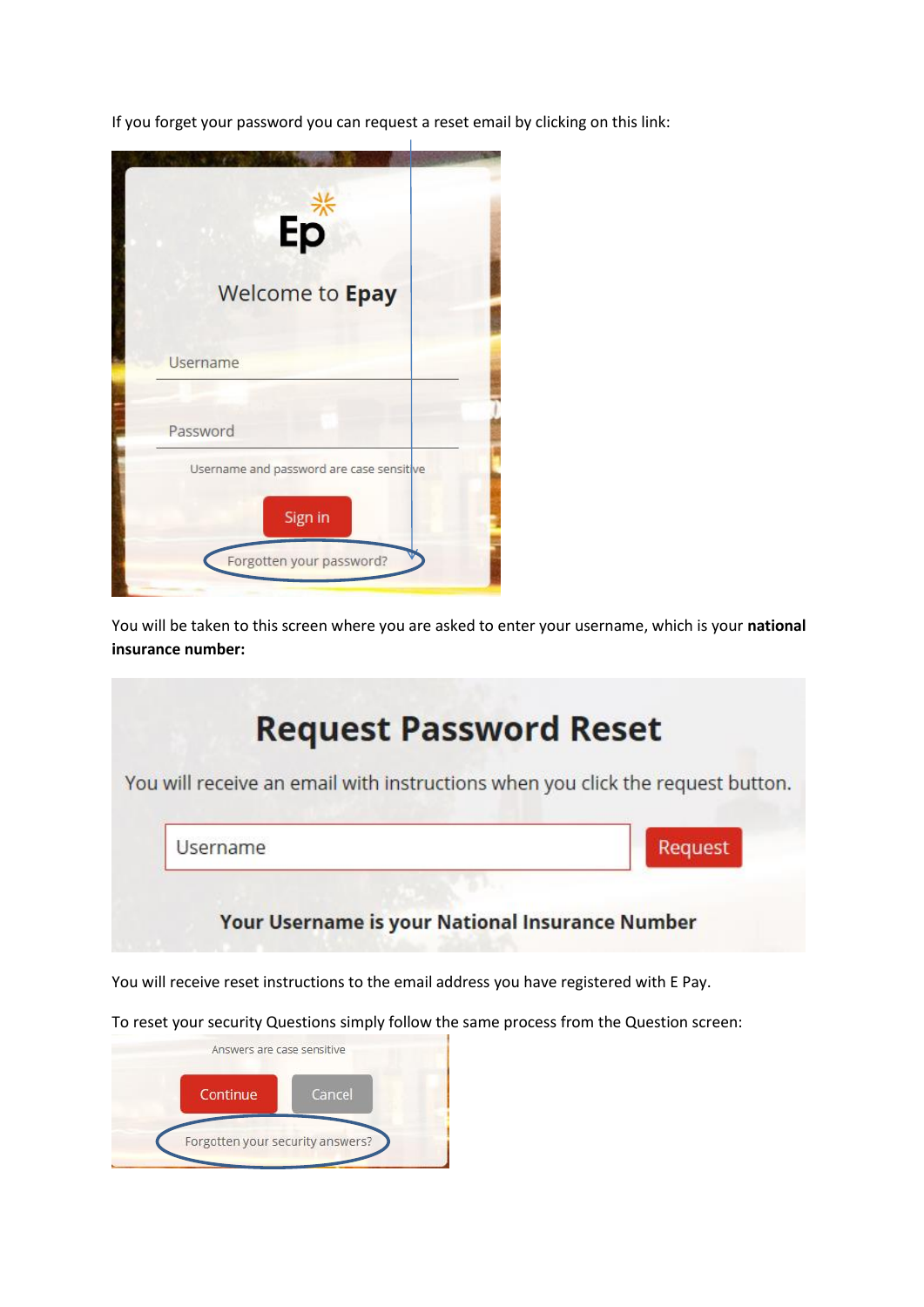If you forget your password you can request a reset email by clicking on this link:

Welcome to **Epay**

Username

Password

Username and password are case sensitive

Sign in

Forgotten your password?

You will be taken to this screen where you are asked to enter your username, which is your **national insurance number:**

**Request Password Reset**

You will receive an email with instructions when you click the request button.

Username | Request

**Your Username is your National Insurance Number**

You will receive reset instructions to the email address you have registered with E Pay.

To reset your security Questions simply follow the same process from the Question screen:

Answers are case sensitive

Continue | Cancel

Forgotten your security answers?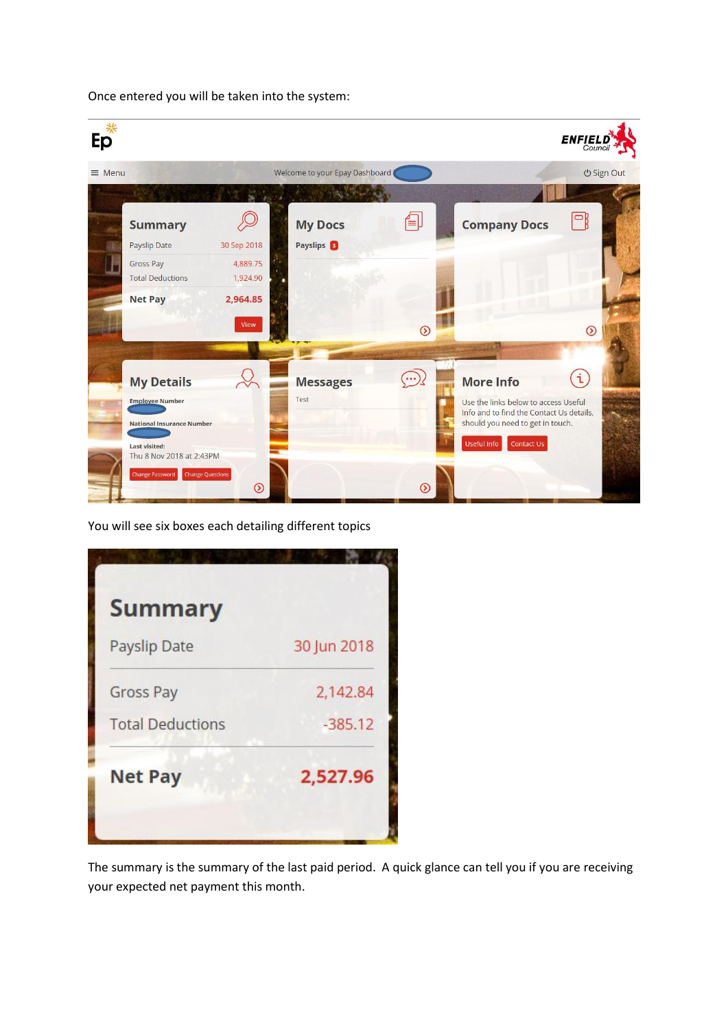Once entered you will be taken into the system:

Ep

ENFIELD Council

≡ Menu     Welcome to your Epay Dashboard     ⏻ Sign Out

**Summary**

| | |
|---|---|
| Payslip Date | 30 Sep 2018 |
| Gross Pay | 4,889.75 |
| Total Deductions | 1,924.90 |
| **Net Pay** | **2,964.85** |

View

**My Docs**

Payslips 3

**Company Docs**

**My Details**

Employee Number

National Insurance Number

Last visited:
Thu 8 Nov 2018 at 2:43PM

Change Password  Change Questions

**Messages**

Test

**More Info**

Use the links below to access Useful Info and to find the Contact Us details, should you need to get in touch.

Useful Info  Contact Us

You will see six boxes each detailing different topics

**Summary**

| | |
|---|---|
| Payslip Date | 30 Jun 2018 |
| Gross Pay | 2,142.84 |
| Total Deductions | -385.12 |
| **Net Pay** | **2,527.96** |

The summary is the summary of the last paid period. A quick glance can tell you if you are receiving your expected net payment this month.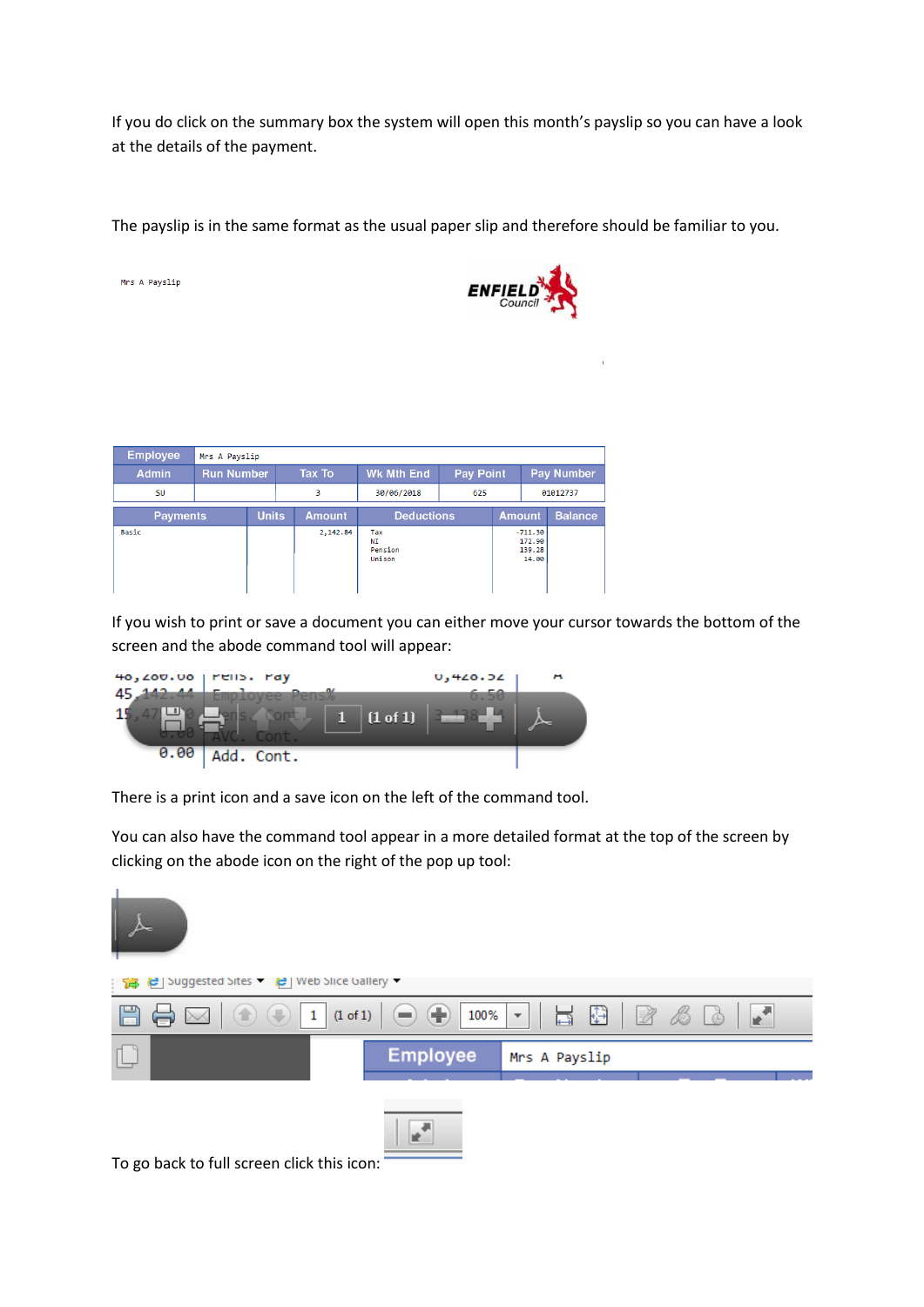If you do click on the summary box the system will open this month's payslip so you can have a look at the details of the payment.

The payslip is in the same format as the usual paper slip and therefore should be familiar to you.

Mrs A Payslip

ENFIELD Council

| Employee | Mrs A Payslip | | | | |
|---|---|---|---|---|---|
| Admin | Run Number | Tax To | Wk Mth End | Pay Point | Pay Number |
| SU | | 3 | 30/06/2018 | 625 | 01012737 |

| Payments | Units | Amount | Deductions | Amount | Balance |
|---|---|---|---|---|---|
| Basic | | 2,142.84 | Tax | -711.30 | |
| | | | NI | 172.90 | |
| | | | Pension | 139.28 | |
| | | | Unison | 14.00 | |

If you wish to print or save a document you can either move your cursor towards the bottom of the screen and the abode command tool will appear:

There is a print icon and a save icon on the left of the command tool.

You can also have the command tool appear in a more detailed format at the top of the screen by clicking on the abode icon on the right of the pop up tool:

To go back to full screen click this icon: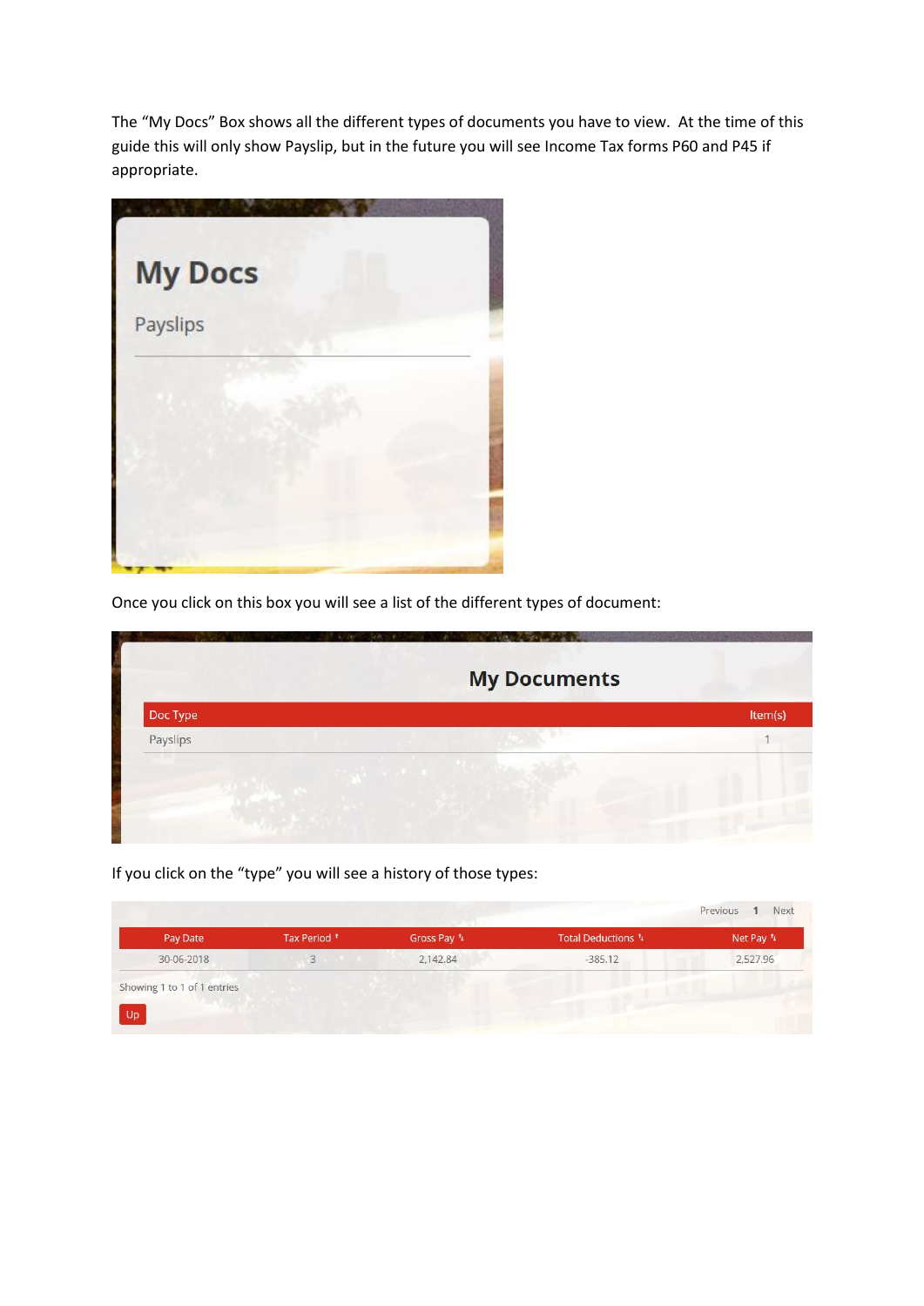The "My Docs" Box shows all the different types of documents you have to view. At the time of this guide this will only show Payslip, but in the future you will see Income Tax forms P60 and P45 if appropriate.

## My Docs

Payslips

Once you click on this box you will see a list of the different types of document:

## My Documents

| Doc Type | Item(s) |
|---|---|
| Payslips | 1 |

If you click on the "type" you will see a history of those types:

Previous 1 Next

| Pay Date | Tax Period | Gross Pay | Total Deductions | Net Pay |
|---|---|---|---|---|
| 30-06-2018 | 3 | 2,142.84 | -385.12 | 2,527.96 |

Showing 1 to 1 of 1 entries

Up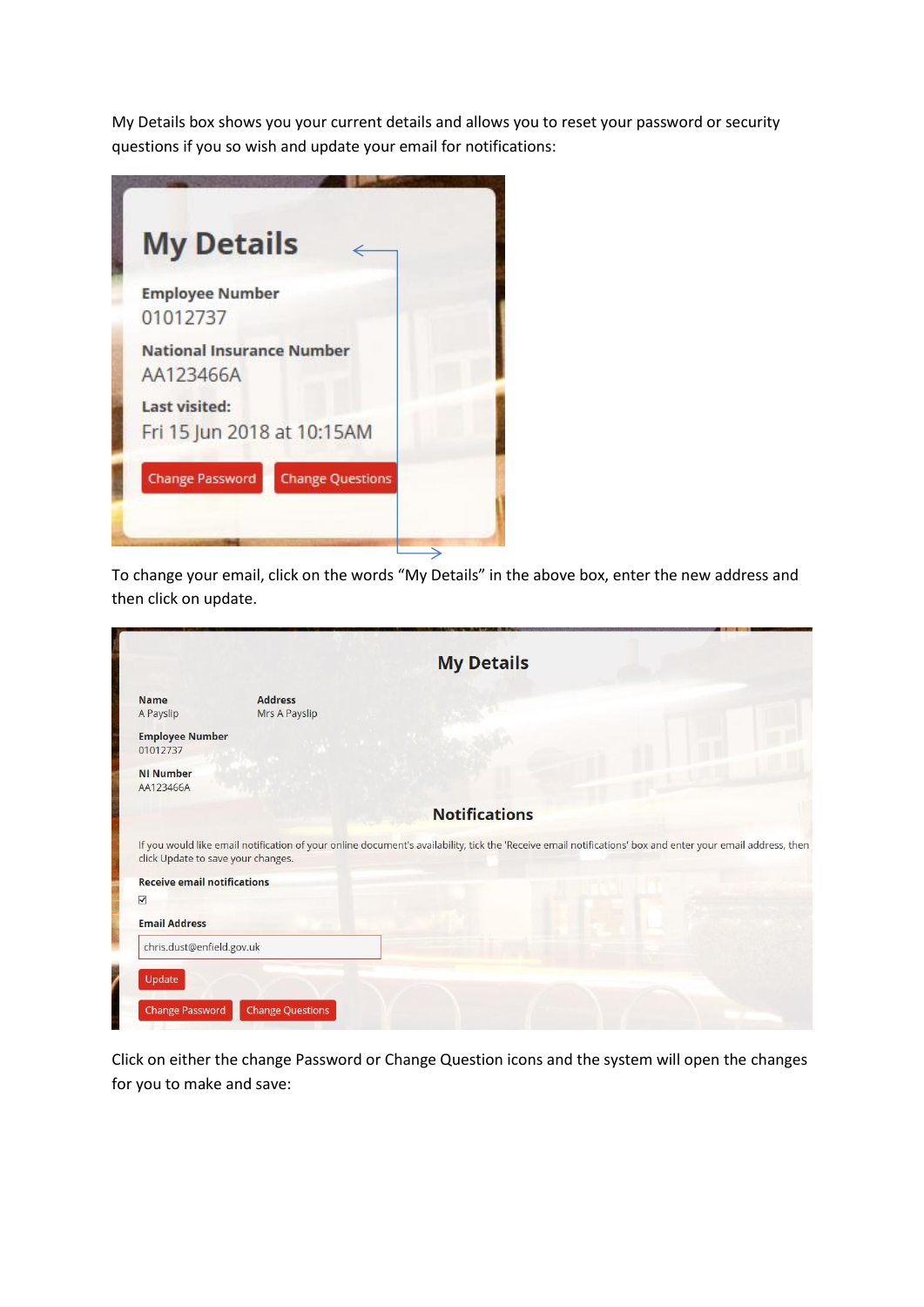My Details box shows you your current details and allows you to reset your password or security questions if you so wish and update your email for notifications:

To change your email, click on the words "My Details" in the above box, enter the new address and then click on update.

Click on either the change Password or Change Question icons and the system will open the changes for you to make and save: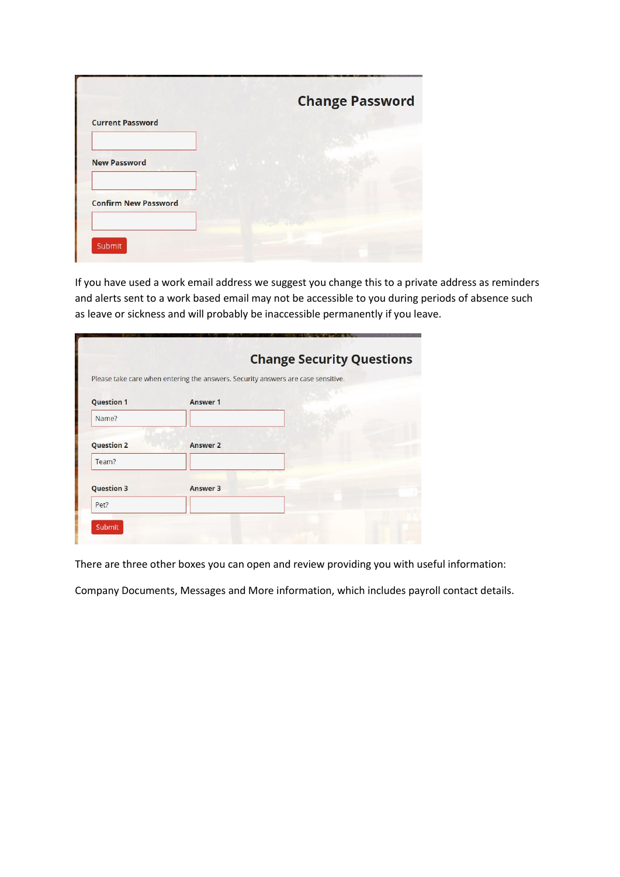## Change Password

Current Password

New Password

Confirm New Password

Submit

If you have used a work email address we suggest you change this to a private address as reminders and alerts sent to a work based email may not be accessible to you during periods of absence such as leave or sickness and will probably be inaccessible permanently if you leave.

## Change Security Questions

Please take care when entering the answers. Security answers are case sensitive.

| Question 1 | Answer 1 |
| --- | --- |
| Name? | |

| Question 2 | Answer 2 |
| --- | --- |
| Team? | |

| Question 3 | Answer 3 |
| --- | --- |
| Pet? | |

Submit

There are three other boxes you can open and review providing you with useful information:

Company Documents, Messages and More information, which includes payroll contact details.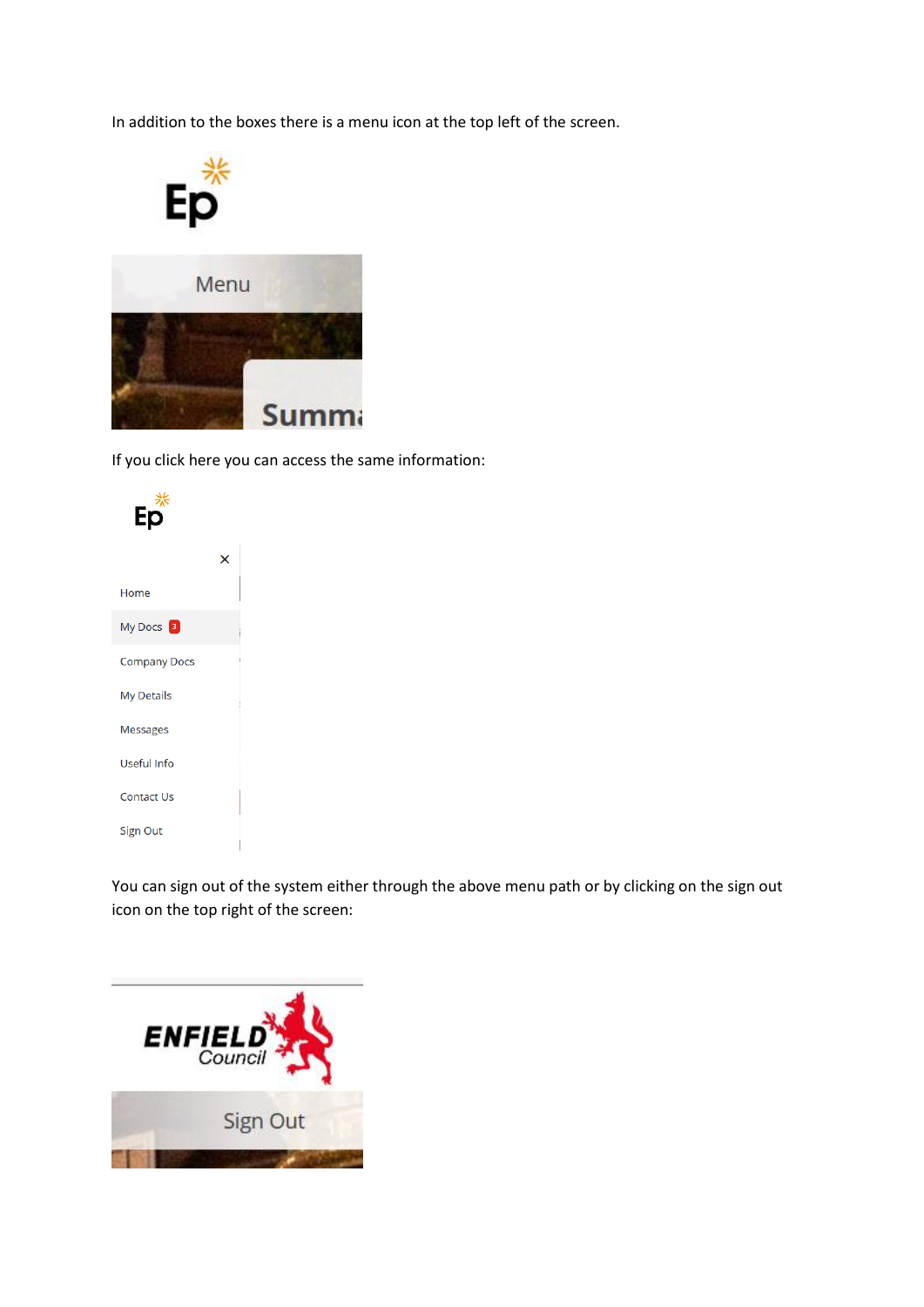In addition to the boxes there is a menu icon at the top left of the screen.

If you click here you can access the same information:

You can sign out of the system either through the above menu path or by clicking on the sign out icon on the top right of the screen: